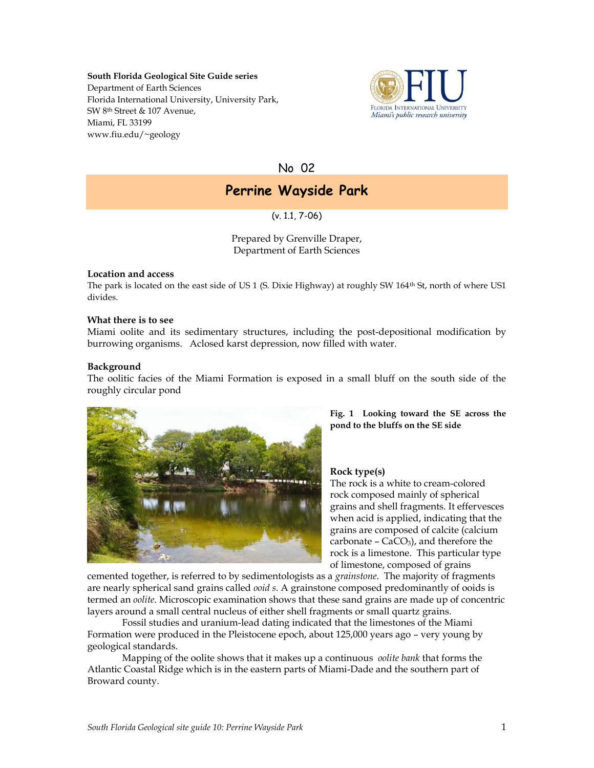**South Florida Geological Site Guide series**
Department of Earth Sciences
Florida International University, University Park,
SW 8th Street & 107 Avenue,
Miami, FL 33199
www.fiu.edu/~geology

No 02

# Perrine Wayside Park

(v. 1.1, 7-06)

Prepared by Grenville Draper,
Department of Earth Sciences

### Location and access

The park is located on the east side of US 1 (S. Dixie Highway) at roughly SW 164th St, north of where US1 divides.

### What there is to see

Miami oolite and its sedimentary structures, including the post-depositional modification by burrowing organisms. Aclosed karst depression, now filled with water.

### Background

The oolitic facies of the Miami Formation is exposed in a small bluff on the south side of the roughly circular pond

**Fig. 1 Looking toward the SE across the pond to the bluffs on the SE side**

### Rock type(s)

The rock is a white to cream-colored rock composed mainly of spherical grains and shell fragments. It effervesces when acid is applied, indicating that the grains are composed of calcite (calcium carbonate – $CaCO_3$), and therefore the rock is a limestone. This particular type of limestone, composed of grains cemented together, is referred to by sedimentologists as a *grainstone*. The majority of fragments are nearly spherical sand grains called *ooid s*. A grainstone composed predominantly of ooids is termed an *oolite*. Microscopic examination shows that these sand grains are made up of concentric layers around a small central nucleus of either shell fragments or small quartz grains.

Fossil studies and uranium-lead dating indicated that the limestones of the Miami Formation were produced in the Pleistocene epoch, about 125,000 years ago – very young by geological standards.

Mapping of the oolite shows that it makes up a continuous *oolite bank* that forms the Atlantic Coastal Ridge which is in the eastern parts of Miami-Dade and the southern part of Broward county.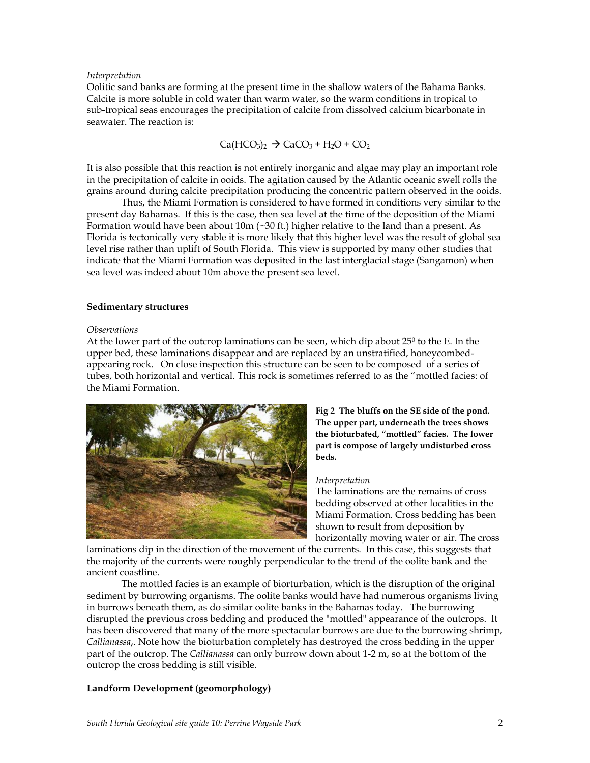*Interpretation*
Oolitic sand banks are forming at the present time in the shallow waters of the Bahama Banks. Calcite is more soluble in cold water than warm water, so the warm conditions in tropical to sub-tropical seas encourages the precipitation of calcite from dissolved calcium bicarbonate in seawater. The reaction is:

$$Ca(HCO_3)_2 \rightarrow CaCO_3 + H_2O + CO_2$$

It is also possible that this reaction is not entirely inorganic and algae may play an important role in the precipitation of calcite in ooids. The agitation caused by the Atlantic oceanic swell rolls the grains around during calcite precipitation producing the concentric pattern observed in the ooids.

Thus, the Miami Formation is considered to have formed in conditions very similar to the present day Bahamas. If this is the case, then sea level at the time of the deposition of the Miami Formation would have been about 10m (~30 ft.) higher relative to the land than a present. As Florida is tectonically very stable it is more likely that this higher level was the result of global sea level rise rather than uplift of South Florida. This view is supported by many other studies that indicate that the Miami Formation was deposited in the last interglacial stage (Sangamon) when sea level was indeed about 10m above the present sea level.

**Sedimentary structures**

*Observations*
At the lower part of the outcrop laminations can be seen, which dip about $25^0$ to the E. In the upper bed, these laminations disappear and are replaced by an unstratified, honeycombed-appearing rock. On close inspection this structure can be seen to be composed of a series of tubes, both horizontal and vertical. This rock is sometimes referred to as the "mottled facies: of the Miami Formation.

**Fig 2 The bluffs on the SE side of the pond. The upper part, underneath the trees shows the bioturbated, "mottled" facies. The lower part is compose of largely undisturbed cross beds.**

*Interpretation*
The laminations are the remains of cross bedding observed at other localities in the Miami Formation. Cross bedding has been shown to result from deposition by horizontally moving water or air. The cross laminations dip in the direction of the movement of the currents. In this case, this suggests that the majority of the currents were roughly perpendicular to the trend of the oolite bank and the ancient coastline.

The mottled facies is an example of biorturbation, which is the disruption of the original sediment by burrowing organisms. The oolite banks would have had numerous organisms living in burrows beneath them, as do similar oolite banks in the Bahamas today. The burrowing disrupted the previous cross bedding and produced the "mottled" appearance of the outcrops. It has been discovered that many of the more spectacular burrows are due to the burrowing shrimp, *Callianassa*,. Note how the bioturbation completely has destroyed the cross bedding in the upper part of the outcrop. The *Callianassa* can only burrow down about 1-2 m, so at the bottom of the outcrop the cross bedding is still visible.

**Landform Development (geomorphology)**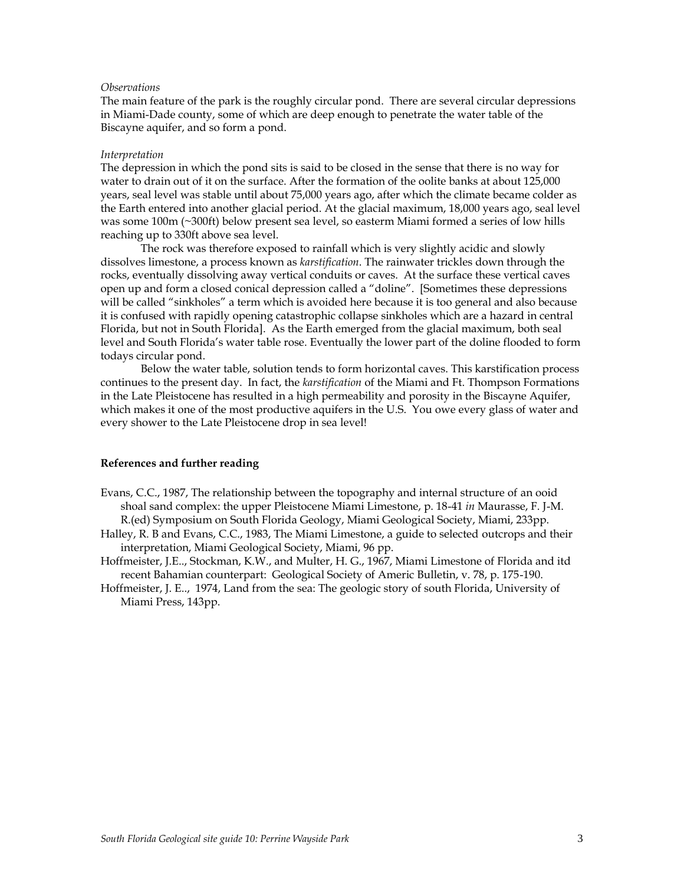*Observations*

The main feature of the park is the roughly circular pond. There are several circular depressions in Miami-Dade county, some of which are deep enough to penetrate the water table of the Biscayne aquifer, and so form a pond.

*Interpretation*

The depression in which the pond sits is said to be closed in the sense that there is no way for water to drain out of it on the surface. After the formation of the oolite banks at about 125,000 years, seal level was stable until about 75,000 years ago, after which the climate became colder as the Earth entered into another glacial period. At the glacial maximum, 18,000 years ago, seal level was some 100m (~300ft) below present sea level, so easterm Miami formed a series of low hills reaching up to 330ft above sea level.

The rock was therefore exposed to rainfall which is very slightly acidic and slowly dissolves limestone, a process known as *karstification*. The rainwater trickles down through the rocks, eventually dissolving away vertical conduits or caves. At the surface these vertical caves open up and form a closed conical depression called a "doline". [Sometimes these depressions will be called "sinkholes" a term which is avoided here because it is too general and also because it is confused with rapidly opening catastrophic collapse sinkholes which are a hazard in central Florida, but not in South Florida]. As the Earth emerged from the glacial maximum, both seal level and South Florida's water table rose. Eventually the lower part of the doline flooded to form todays circular pond.

Below the water table, solution tends to form horizontal caves. This karstification process continues to the present day. In fact, the *karstification* of the Miami and Ft. Thompson Formations in the Late Pleistocene has resulted in a high permeability and porosity in the Biscayne Aquifer, which makes it one of the most productive aquifers in the U.S. You owe every glass of water and every shower to the Late Pleistocene drop in sea level!

**References and further reading**

Evans, C.C., 1987, The relationship between the topography and internal structure of an ooid shoal sand complex: the upper Pleistocene Miami Limestone, p. 18-41 *in* Maurasse, F. J-M. R.(ed) Symposium on South Florida Geology, Miami Geological Society, Miami, 233pp.

Halley, R. B and Evans, C.C., 1983, The Miami Limestone, a guide to selected outcrops and their interpretation, Miami Geological Society, Miami, 96 pp.

Hoffmeister, J.E.., Stockman, K.W., and Multer, H. G., 1967, Miami Limestone of Florida and itd recent Bahamian counterpart: Geological Society of Americ Bulletin, v. 78, p. 175-190.

Hoffmeister, J. E.., 1974, Land from the sea: The geologic story of south Florida, University of Miami Press, 143pp.